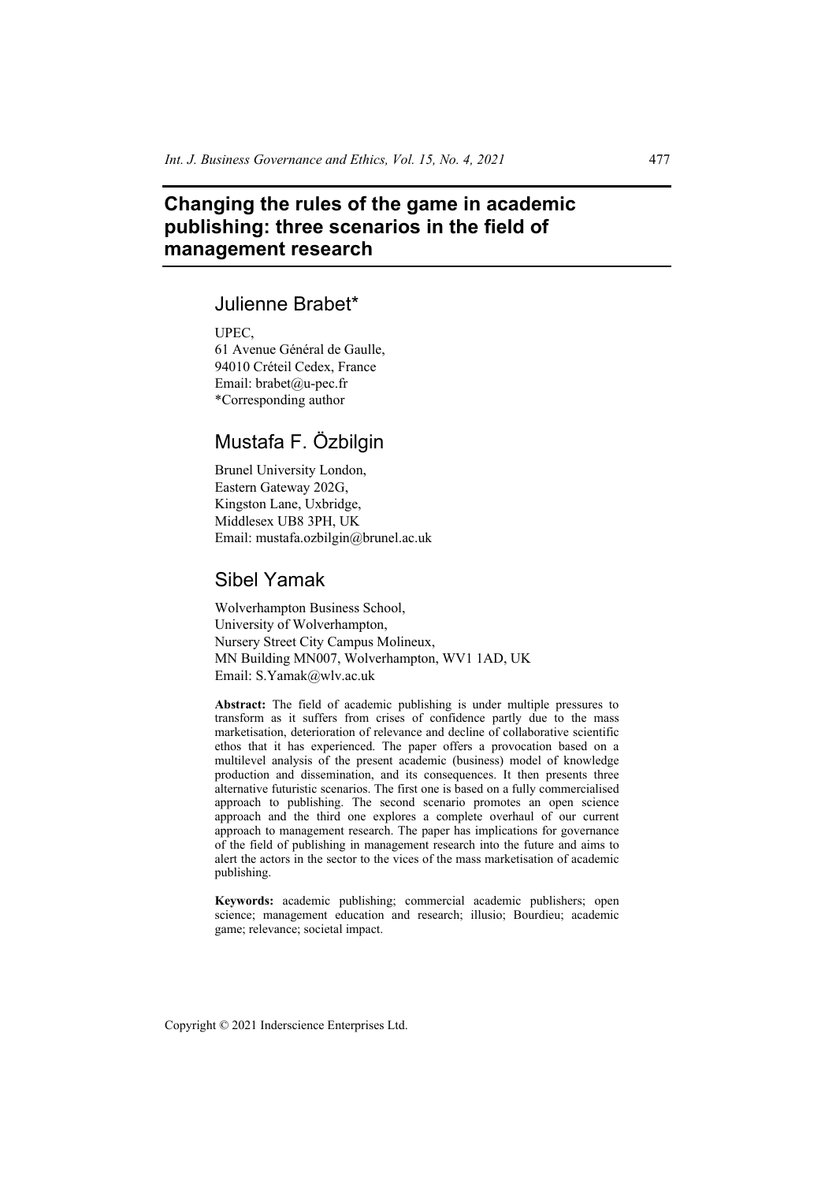# Changing the rules of the game in academic publishing: three scenarios in the field of management research

## Julienne Brabet*

UPEC,
61 Avenue Général de Gaulle,
94010 Créteil Cedex, France
Email: brabet@u-pec.fr
*Corresponding author

## Mustafa F. Özbilgin

Brunel University London,
Eastern Gateway 202G,
Kingston Lane, Uxbridge,
Middlesex UB8 3PH, UK
Email: mustafa.ozbilgin@brunel.ac.uk

## Sibel Yamak

Wolverhampton Business School,
University of Wolverhampton,
Nursery Street City Campus Molineux,
MN Building MN007, Wolverhampton, WV1 1AD, UK
Email: S.Yamak@wlv.ac.uk

**Abstract:** The field of academic publishing is under multiple pressures to transform as it suffers from crises of confidence partly due to the mass marketisation, deterioration of relevance and decline of collaborative scientific ethos that it has experienced. The paper offers a provocation based on a multilevel analysis of the present academic (business) model of knowledge production and dissemination, and its consequences. It then presents three alternative futuristic scenarios. The first one is based on a fully commercialised approach to publishing. The second scenario promotes an open science approach and the third one explores a complete overhaul of our current approach to management research. The paper has implications for governance of the field of publishing in management research into the future and aims to alert the actors in the sector to the vices of the mass marketisation of academic publishing.

**Keywords:** academic publishing; commercial academic publishers; open science; management education and research; illusio; Bourdieu; academic game; relevance; societal impact.

Copyright © 2021 Inderscience Enterprises Ltd.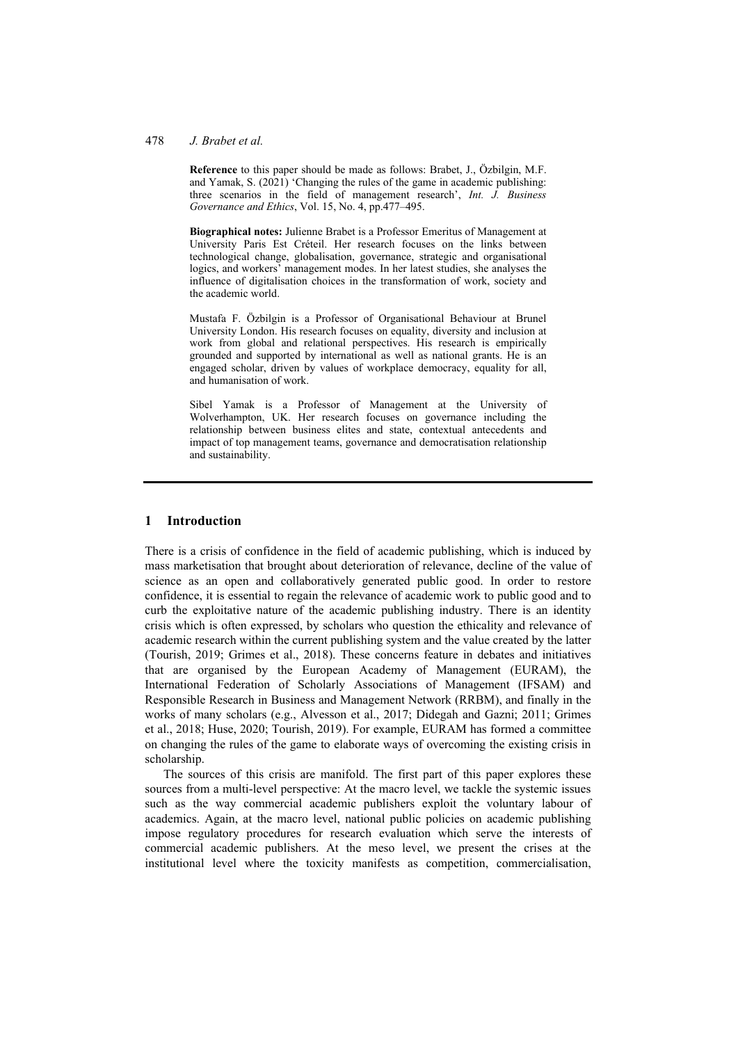**Reference** to this paper should be made as follows: Brabet, J., Özbilgin, M.F. and Yamak, S. (2021) 'Changing the rules of the game in academic publishing: three scenarios in the field of management research', *Int. J. Business Governance and Ethics*, Vol. 15, No. 4, pp.477–495.

**Biographical notes:** Julienne Brabet is a Professor Emeritus of Management at University Paris Est Créteil. Her research focuses on the links between technological change, globalisation, governance, strategic and organisational logics, and workers' management modes. In her latest studies, she analyses the influence of digitalisation choices in the transformation of work, society and the academic world.

Mustafa F. Özbilgin is a Professor of Organisational Behaviour at Brunel University London. His research focuses on equality, diversity and inclusion at work from global and relational perspectives. His research is empirically grounded and supported by international as well as national grants. He is an engaged scholar, driven by values of workplace democracy, equality for all, and humanisation of work.

Sibel Yamak is a Professor of Management at the University of Wolverhampton, UK. Her research focuses on governance including the relationship between business elites and state, contextual antecedents and impact of top management teams, governance and democratisation relationship and sustainability.

## 1 Introduction

There is a crisis of confidence in the field of academic publishing, which is induced by mass marketisation that brought about deterioration of relevance, decline of the value of science as an open and collaboratively generated public good. In order to restore confidence, it is essential to regain the relevance of academic work to public good and to curb the exploitative nature of the academic publishing industry. There is an identity crisis which is often expressed, by scholars who question the ethicality and relevance of academic research within the current publishing system and the value created by the latter (Tourish, 2019; Grimes et al., 2018). These concerns feature in debates and initiatives that are organised by the European Academy of Management (EURAM), the International Federation of Scholarly Associations of Management (IFSAM) and Responsible Research in Business and Management Network (RRBM), and finally in the works of many scholars (e.g., Alvesson et al., 2017; Didegah and Gazni; 2011; Grimes et al., 2018; Huse, 2020; Tourish, 2019). For example, EURAM has formed a committee on changing the rules of the game to elaborate ways of overcoming the existing crisis in scholarship.

The sources of this crisis are manifold. The first part of this paper explores these sources from a multi-level perspective: At the macro level, we tackle the systemic issues such as the way commercial academic publishers exploit the voluntary labour of academics. Again, at the macro level, national public policies on academic publishing impose regulatory procedures for research evaluation which serve the interests of commercial academic publishers. At the meso level, we present the crises at the institutional level where the toxicity manifests as competition, commercialisation,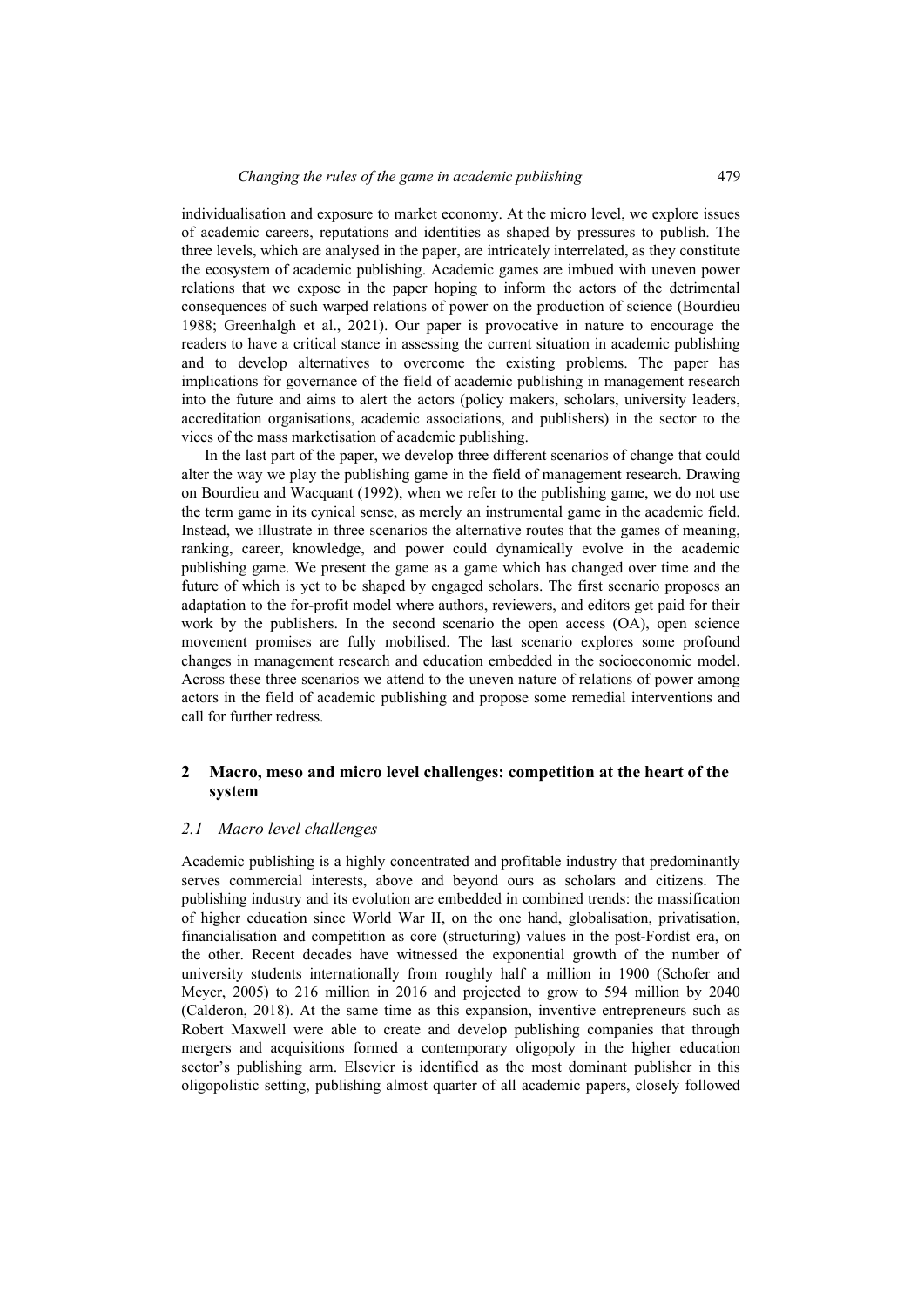individualisation and exposure to market economy. At the micro level, we explore issues of academic careers, reputations and identities as shaped by pressures to publish. The three levels, which are analysed in the paper, are intricately interrelated, as they constitute the ecosystem of academic publishing. Academic games are imbued with uneven power relations that we expose in the paper hoping to inform the actors of the detrimental consequences of such warped relations of power on the production of science (Bourdieu 1988; Greenhalgh et al., 2021). Our paper is provocative in nature to encourage the readers to have a critical stance in assessing the current situation in academic publishing and to develop alternatives to overcome the existing problems. The paper has implications for governance of the field of academic publishing in management research into the future and aims to alert the actors (policy makers, scholars, university leaders, accreditation organisations, academic associations, and publishers) in the sector to the vices of the mass marketisation of academic publishing.

In the last part of the paper, we develop three different scenarios of change that could alter the way we play the publishing game in the field of management research. Drawing on Bourdieu and Wacquant (1992), when we refer to the publishing game, we do not use the term game in its cynical sense, as merely an instrumental game in the academic field. Instead, we illustrate in three scenarios the alternative routes that the games of meaning, ranking, career, knowledge, and power could dynamically evolve in the academic publishing game. We present the game as a game which has changed over time and the future of which is yet to be shaped by engaged scholars. The first scenario proposes an adaptation to the for-profit model where authors, reviewers, and editors get paid for their work by the publishers. In the second scenario the open access (OA), open science movement promises are fully mobilised. The last scenario explores some profound changes in management research and education embedded in the socioeconomic model. Across these three scenarios we attend to the uneven nature of relations of power among actors in the field of academic publishing and propose some remedial interventions and call for further redress.

## 2 Macro, meso and micro level challenges: competition at the heart of the system

### 2.1 Macro level challenges

Academic publishing is a highly concentrated and profitable industry that predominantly serves commercial interests, above and beyond ours as scholars and citizens. The publishing industry and its evolution are embedded in combined trends: the massification of higher education since World War II, on the one hand, globalisation, privatisation, financialisation and competition as core (structuring) values in the post-Fordist era, on the other. Recent decades have witnessed the exponential growth of the number of university students internationally from roughly half a million in 1900 (Schofer and Meyer, 2005) to 216 million in 2016 and projected to grow to 594 million by 2040 (Calderon, 2018). At the same time as this expansion, inventive entrepreneurs such as Robert Maxwell were able to create and develop publishing companies that through mergers and acquisitions formed a contemporary oligopoly in the higher education sector's publishing arm. Elsevier is identified as the most dominant publisher in this oligopolistic setting, publishing almost quarter of all academic papers, closely followed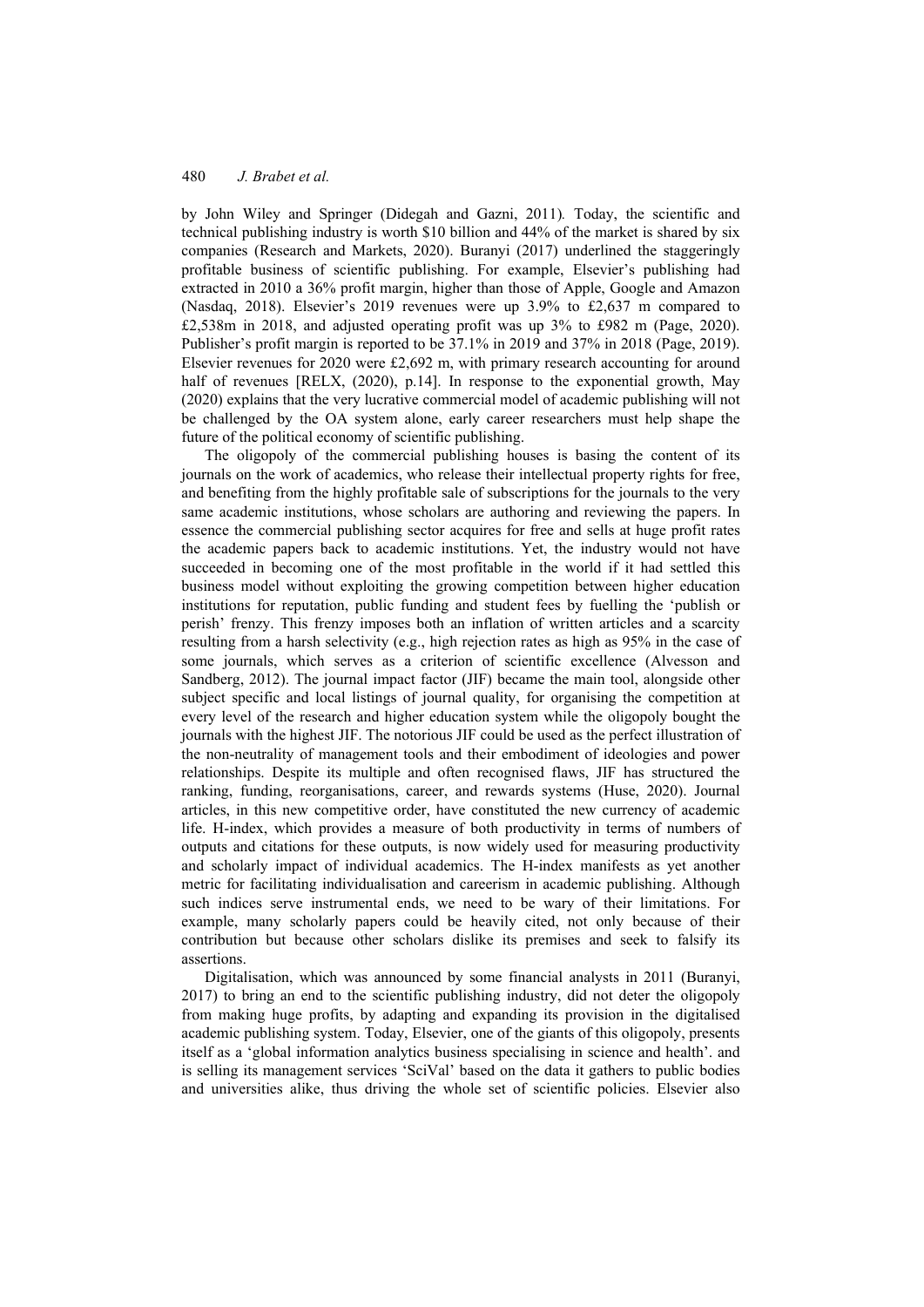by John Wiley and Springer (Didegah and Gazni, 2011)*.* Today, the scientific and technical publishing industry is worth $10 billion and 44% of the market is shared by six companies (Research and Markets, 2020). Buranyi (2017) underlined the staggeringly profitable business of scientific publishing. For example, Elsevier's publishing had extracted in 2010 a 36% profit margin, higher than those of Apple, Google and Amazon (Nasdaq, 2018). Elsevier's 2019 revenues were up 3.9% to £2,637 m compared to £2,538m in 2018, and adjusted operating profit was up 3% to £982 m (Page, 2020). Publisher's profit margin is reported to be 37.1% in 2019 and 37% in 2018 (Page, 2019). Elsevier revenues for 2020 were £2,692 m, with primary research accounting for around half of revenues [RELX, (2020), p.14]. In response to the exponential growth, May (2020) explains that the very lucrative commercial model of academic publishing will not be challenged by the OA system alone, early career researchers must help shape the future of the political economy of scientific publishing.

The oligopoly of the commercial publishing houses is basing the content of its journals on the work of academics, who release their intellectual property rights for free, and benefiting from the highly profitable sale of subscriptions for the journals to the very same academic institutions, whose scholars are authoring and reviewing the papers. In essence the commercial publishing sector acquires for free and sells at huge profit rates the academic papers back to academic institutions. Yet, the industry would not have succeeded in becoming one of the most profitable in the world if it had settled this business model without exploiting the growing competition between higher education institutions for reputation, public funding and student fees by fuelling the 'publish or perish' frenzy. This frenzy imposes both an inflation of written articles and a scarcity resulting from a harsh selectivity (e.g., high rejection rates as high as 95% in the case of some journals, which serves as a criterion of scientific excellence (Alvesson and Sandberg, 2012). The journal impact factor (JIF) became the main tool, alongside other subject specific and local listings of journal quality, for organising the competition at every level of the research and higher education system while the oligopoly bought the journals with the highest JIF. The notorious JIF could be used as the perfect illustration of the non-neutrality of management tools and their embodiment of ideologies and power relationships. Despite its multiple and often recognised flaws, JIF has structured the ranking, funding, reorganisations, career, and rewards systems (Huse, 2020). Journal articles, in this new competitive order, have constituted the new currency of academic life. H-index, which provides a measure of both productivity in terms of numbers of outputs and citations for these outputs, is now widely used for measuring productivity and scholarly impact of individual academics. The H-index manifests as yet another metric for facilitating individualisation and careerism in academic publishing. Although such indices serve instrumental ends, we need to be wary of their limitations. For example, many scholarly papers could be heavily cited, not only because of their contribution but because other scholars dislike its premises and seek to falsify its assertions.

Digitalisation, which was announced by some financial analysts in 2011 (Buranyi, 2017) to bring an end to the scientific publishing industry, did not deter the oligopoly from making huge profits, by adapting and expanding its provision in the digitalised academic publishing system. Today, Elsevier, one of the giants of this oligopoly, presents itself as a 'global information analytics business specialising in science and health'. and is selling its management services 'SciVal' based on the data it gathers to public bodies and universities alike, thus driving the whole set of scientific policies. Elsevier also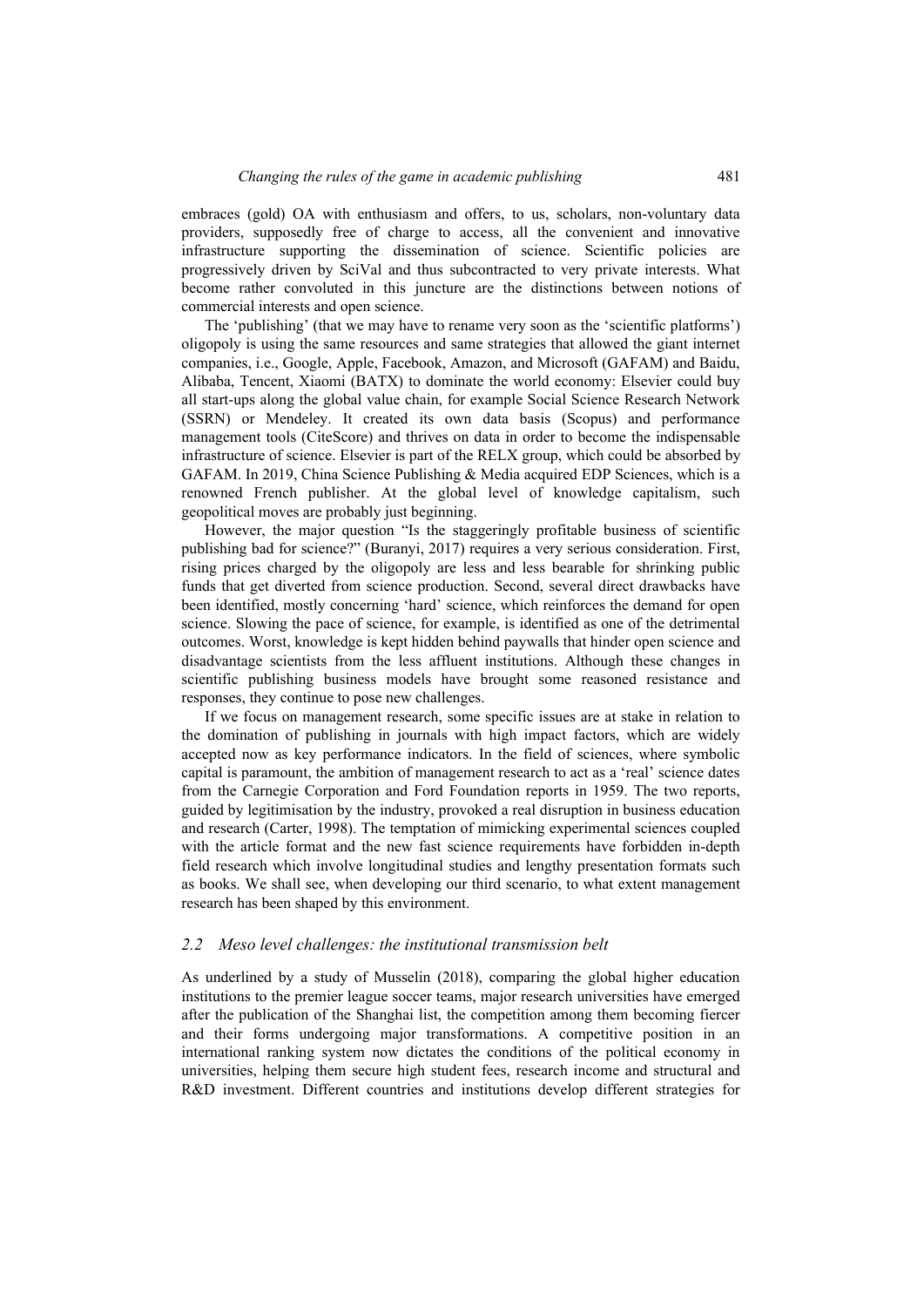embraces (gold) OA with enthusiasm and offers, to us, scholars, non-voluntary data providers, supposedly free of charge to access, all the convenient and innovative infrastructure supporting the dissemination of science. Scientific policies are progressively driven by SciVal and thus subcontracted to very private interests. What become rather convoluted in this juncture are the distinctions between notions of commercial interests and open science.

The 'publishing' (that we may have to rename very soon as the 'scientific platforms') oligopoly is using the same resources and same strategies that allowed the giant internet companies, i.e., Google, Apple, Facebook, Amazon, and Microsoft (GAFAM) and Baidu, Alibaba, Tencent, Xiaomi (BATX) to dominate the world economy: Elsevier could buy all start-ups along the global value chain, for example Social Science Research Network (SSRN) or Mendeley. It created its own data basis (Scopus) and performance management tools (CiteScore) and thrives on data in order to become the indispensable infrastructure of science. Elsevier is part of the RELX group, which could be absorbed by GAFAM. In 2019, China Science Publishing & Media acquired EDP Sciences, which is a renowned French publisher. At the global level of knowledge capitalism, such geopolitical moves are probably just beginning.

However, the major question "Is the staggeringly profitable business of scientific publishing bad for science?" (Buranyi, 2017) requires a very serious consideration. First, rising prices charged by the oligopoly are less and less bearable for shrinking public funds that get diverted from science production. Second, several direct drawbacks have been identified, mostly concerning 'hard' science, which reinforces the demand for open science. Slowing the pace of science, for example, is identified as one of the detrimental outcomes. Worst, knowledge is kept hidden behind paywalls that hinder open science and disadvantage scientists from the less affluent institutions. Although these changes in scientific publishing business models have brought some reasoned resistance and responses, they continue to pose new challenges.

If we focus on management research, some specific issues are at stake in relation to the domination of publishing in journals with high impact factors, which are widely accepted now as key performance indicators. In the field of sciences, where symbolic capital is paramount, the ambition of management research to act as a 'real' science dates from the Carnegie Corporation and Ford Foundation reports in 1959. The two reports, guided by legitimisation by the industry, provoked a real disruption in business education and research (Carter, 1998). The temptation of mimicking experimental sciences coupled with the article format and the new fast science requirements have forbidden in-depth field research which involve longitudinal studies and lengthy presentation formats such as books. We shall see, when developing our third scenario, to what extent management research has been shaped by this environment.

### *2.2 Meso level challenges: the institutional transmission belt*

As underlined by a study of Musselin (2018), comparing the global higher education institutions to the premier league soccer teams, major research universities have emerged after the publication of the Shanghai list, the competition among them becoming fiercer and their forms undergoing major transformations. A competitive position in an international ranking system now dictates the conditions of the political economy in universities, helping them secure high student fees, research income and structural and R&D investment. Different countries and institutions develop different strategies for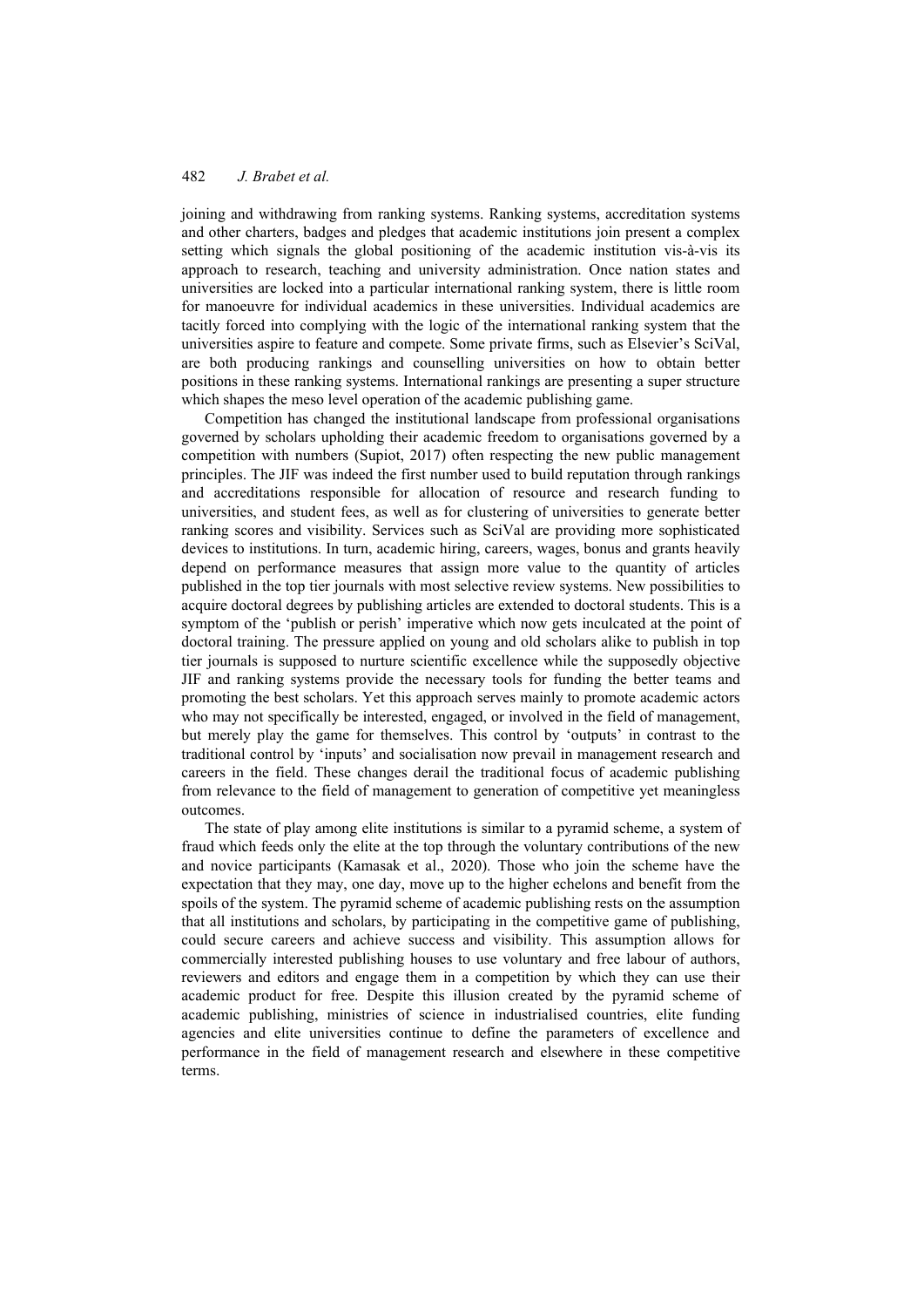joining and withdrawing from ranking systems. Ranking systems, accreditation systems and other charters, badges and pledges that academic institutions join present a complex setting which signals the global positioning of the academic institution vis-à-vis its approach to research, teaching and university administration. Once nation states and universities are locked into a particular international ranking system, there is little room for manoeuvre for individual academics in these universities. Individual academics are tacitly forced into complying with the logic of the international ranking system that the universities aspire to feature and compete. Some private firms, such as Elsevier's SciVal, are both producing rankings and counselling universities on how to obtain better positions in these ranking systems. International rankings are presenting a super structure which shapes the meso level operation of the academic publishing game.

Competition has changed the institutional landscape from professional organisations governed by scholars upholding their academic freedom to organisations governed by a competition with numbers (Supiot, 2017) often respecting the new public management principles. The JIF was indeed the first number used to build reputation through rankings and accreditations responsible for allocation of resource and research funding to universities, and student fees, as well as for clustering of universities to generate better ranking scores and visibility. Services such as SciVal are providing more sophisticated devices to institutions. In turn, academic hiring, careers, wages, bonus and grants heavily depend on performance measures that assign more value to the quantity of articles published in the top tier journals with most selective review systems. New possibilities to acquire doctoral degrees by publishing articles are extended to doctoral students. This is a symptom of the 'publish or perish' imperative which now gets inculcated at the point of doctoral training. The pressure applied on young and old scholars alike to publish in top tier journals is supposed to nurture scientific excellence while the supposedly objective JIF and ranking systems provide the necessary tools for funding the better teams and promoting the best scholars. Yet this approach serves mainly to promote academic actors who may not specifically be interested, engaged, or involved in the field of management, but merely play the game for themselves. This control by 'outputs' in contrast to the traditional control by 'inputs' and socialisation now prevail in management research and careers in the field. These changes derail the traditional focus of academic publishing from relevance to the field of management to generation of competitive yet meaningless outcomes.

The state of play among elite institutions is similar to a pyramid scheme, a system of fraud which feeds only the elite at the top through the voluntary contributions of the new and novice participants (Kamasak et al., 2020). Those who join the scheme have the expectation that they may, one day, move up to the higher echelons and benefit from the spoils of the system. The pyramid scheme of academic publishing rests on the assumption that all institutions and scholars, by participating in the competitive game of publishing, could secure careers and achieve success and visibility. This assumption allows for commercially interested publishing houses to use voluntary and free labour of authors, reviewers and editors and engage them in a competition by which they can use their academic product for free. Despite this illusion created by the pyramid scheme of academic publishing, ministries of science in industrialised countries, elite funding agencies and elite universities continue to define the parameters of excellence and performance in the field of management research and elsewhere in these competitive terms.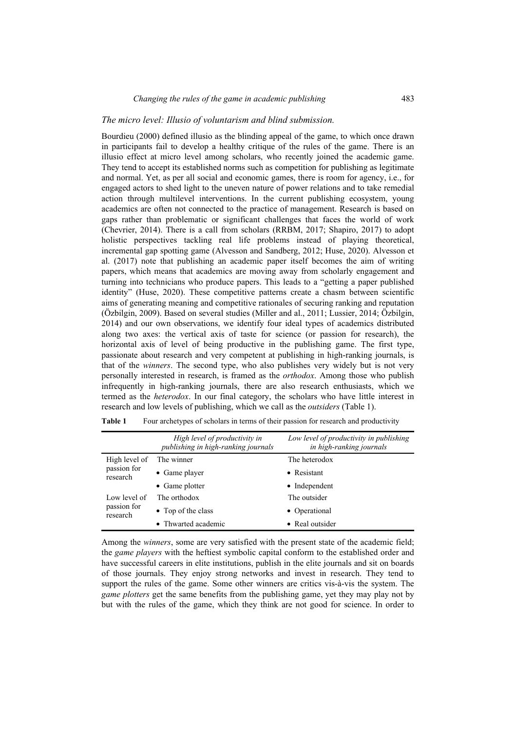### *The micro level: Illusio of voluntarism and blind submission.*

Bourdieu (2000) defined illusio as the blinding appeal of the game, to which once drawn in participants fail to develop a healthy critique of the rules of the game. There is an illusio effect at micro level among scholars, who recently joined the academic game. They tend to accept its established norms such as competition for publishing as legitimate and normal. Yet, as per all social and economic games, there is room for agency, i.e., for engaged actors to shed light to the uneven nature of power relations and to take remedial action through multilevel interventions. In the current publishing ecosystem, young academics are often not connected to the practice of management. Research is based on gaps rather than problematic or significant challenges that faces the world of work (Chevrier, 2014). There is a call from scholars (RRBM, 2017; Shapiro, 2017) to adopt holistic perspectives tackling real life problems instead of playing theoretical, incremental gap spotting game (Alvesson and Sandberg, 2012; Huse, 2020). Alvesson et al. (2017) note that publishing an academic paper itself becomes the aim of writing papers, which means that academics are moving away from scholarly engagement and turning into technicians who produce papers. This leads to a "getting a paper published identity" (Huse, 2020). These competitive patterns create a chasm between scientific aims of generating meaning and competitive rationales of securing ranking and reputation (Özbilgin, 2009). Based on several studies (Miller and al., 2011; Lussier, 2014; Özbilgin, 2014) and our own observations, we identify four ideal types of academics distributed along two axes: the vertical axis of taste for science (or passion for research), the horizontal axis of level of being productive in the publishing game. The first type, passionate about research and very competent at publishing in high-ranking journals, is that of the *winners*. The second type, who also publishes very widely but is not very personally interested in research, is framed as the *orthodox*. Among those who publish infrequently in high-ranking journals, there are also research enthusiasts, which we termed as the *heterodox*. In our final category, the scholars who have little interest in research and low levels of publishing, which we call as the *outsiders* (Table 1).

**Table 1** Four archetypes of scholars in terms of their passion for research and productivity

| | *High level of productivity in publishing in high-ranking journals* | *Low level of productivity in publishing in high-ranking journals* |
|---|---|---|
| High level of passion for research | The winner | The heterodox |
| | • Game player | • Resistant |
| | • Game plotter | • Independent |
| Low level of passion for research | The orthodox | The outsider |
| | • Top of the class | • Operational |
| | • Thwarted academic | • Real outsider |

Among the *winners*, some are very satisfied with the present state of the academic field; the *game players* with the heftiest symbolic capital conform to the established order and have successful careers in elite institutions, publish in the elite journals and sit on boards of those journals. They enjoy strong networks and invest in research. They tend to support the rules of the game. Some other winners are critics vis-à-vis the system. The *game plotters* get the same benefits from the publishing game, yet they may play not by but with the rules of the game, which they think are not good for science. In order to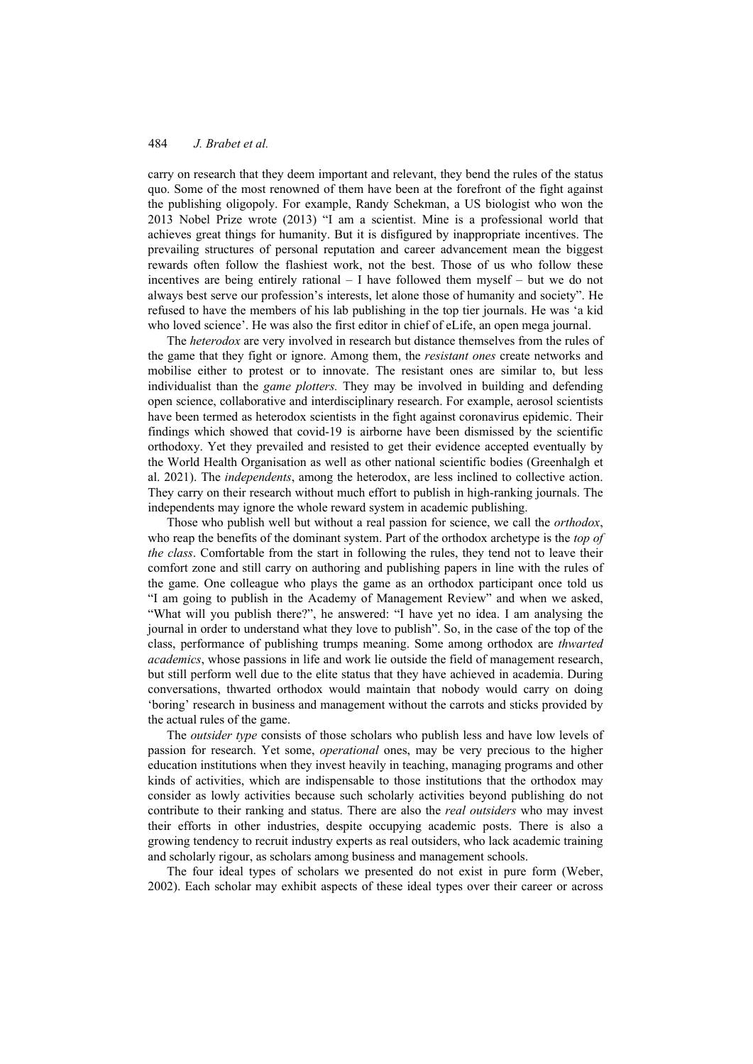carry on research that they deem important and relevant, they bend the rules of the status quo. Some of the most renowned of them have been at the forefront of the fight against the publishing oligopoly. For example, Randy Schekman, a US biologist who won the 2013 Nobel Prize wrote (2013) "I am a scientist. Mine is a professional world that achieves great things for humanity. But it is disfigured by inappropriate incentives. The prevailing structures of personal reputation and career advancement mean the biggest rewards often follow the flashiest work, not the best. Those of us who follow these incentives are being entirely rational – I have followed them myself – but we do not always best serve our profession's interests, let alone those of humanity and society". He refused to have the members of his lab publishing in the top tier journals. He was 'a kid who loved science'. He was also the first editor in chief of eLife, an open mega journal.

The *heterodox* are very involved in research but distance themselves from the rules of the game that they fight or ignore. Among them, the *resistant ones* create networks and mobilise either to protest or to innovate. The resistant ones are similar to, but less individualist than the *game plotters.* They may be involved in building and defending open science, collaborative and interdisciplinary research. For example, aerosol scientists have been termed as heterodox scientists in the fight against coronavirus epidemic. Their findings which showed that covid-19 is airborne have been dismissed by the scientific orthodoxy. Yet they prevailed and resisted to get their evidence accepted eventually by the World Health Organisation as well as other national scientific bodies (Greenhalgh et al. 2021). The *independents*, among the heterodox, are less inclined to collective action. They carry on their research without much effort to publish in high-ranking journals. The independents may ignore the whole reward system in academic publishing.

Those who publish well but without a real passion for science, we call the *orthodox*, who reap the benefits of the dominant system. Part of the orthodox archetype is the *top of the class*. Comfortable from the start in following the rules, they tend not to leave their comfort zone and still carry on authoring and publishing papers in line with the rules of the game. One colleague who plays the game as an orthodox participant once told us "I am going to publish in the Academy of Management Review" and when we asked, "What will you publish there?", he answered: "I have yet no idea. I am analysing the journal in order to understand what they love to publish". So, in the case of the top of the class, performance of publishing trumps meaning. Some among orthodox are *thwarted academics*, whose passions in life and work lie outside the field of management research, but still perform well due to the elite status that they have achieved in academia. During conversations, thwarted orthodox would maintain that nobody would carry on doing 'boring' research in business and management without the carrots and sticks provided by the actual rules of the game.

The *outsider type* consists of those scholars who publish less and have low levels of passion for research. Yet some, *operational* ones, may be very precious to the higher education institutions when they invest heavily in teaching, managing programs and other kinds of activities, which are indispensable to those institutions that the orthodox may consider as lowly activities because such scholarly activities beyond publishing do not contribute to their ranking and status. There are also the *real outsiders* who may invest their efforts in other industries, despite occupying academic posts. There is also a growing tendency to recruit industry experts as real outsiders, who lack academic training and scholarly rigour, as scholars among business and management schools.

The four ideal types of scholars we presented do not exist in pure form (Weber, 2002). Each scholar may exhibit aspects of these ideal types over their career or across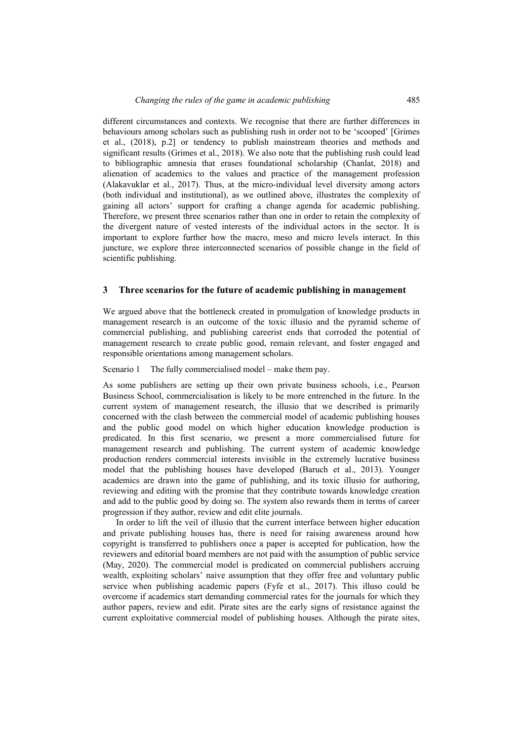different circumstances and contexts. We recognise that there are further differences in behaviours among scholars such as publishing rush in order not to be 'scooped' [Grimes et al., (2018), p.2] or tendency to publish mainstream theories and methods and significant results (Grimes et al., 2018). We also note that the publishing rush could lead to bibliographic amnesia that erases foundational scholarship (Chanlat, 2018) and alienation of academics to the values and practice of the management profession (Alakavuklar et al., 2017). Thus, at the micro-individual level diversity among actors (both individual and institutional), as we outlined above, illustrates the complexity of gaining all actors' support for crafting a change agenda for academic publishing. Therefore, we present three scenarios rather than one in order to retain the complexity of the divergent nature of vested interests of the individual actors in the sector. It is important to explore further how the macro, meso and micro levels interact. In this juncture, we explore three interconnected scenarios of possible change in the field of scientific publishing.

## 3 Three scenarios for the future of academic publishing in management

We argued above that the bottleneck created in promulgation of knowledge products in management research is an outcome of the toxic illusio and the pyramid scheme of commercial publishing, and publishing careerist ends that corroded the potential of management research to create public good, remain relevant, and foster engaged and responsible orientations among management scholars.

Scenario 1 The fully commercialised model – make them pay.

As some publishers are setting up their own private business schools, i.e., Pearson Business School, commercialisation is likely to be more entrenched in the future. In the current system of management research, the illusio that we described is primarily concerned with the clash between the commercial model of academic publishing houses and the public good model on which higher education knowledge production is predicated. In this first scenario, we present a more commercialised future for management research and publishing. The current system of academic knowledge production renders commercial interests invisible in the extremely lucrative business model that the publishing houses have developed (Baruch et al., 2013). Younger academics are drawn into the game of publishing, and its toxic illusio for authoring, reviewing and editing with the promise that they contribute towards knowledge creation and add to the public good by doing so. The system also rewards them in terms of career progression if they author, review and edit elite journals.

In order to lift the veil of illusio that the current interface between higher education and private publishing houses has, there is need for raising awareness around how copyright is transferred to publishers once a paper is accepted for publication, how the reviewers and editorial board members are not paid with the assumption of public service (May, 2020). The commercial model is predicated on commercial publishers accruing wealth, exploiting scholars' naive assumption that they offer free and voluntary public service when publishing academic papers (Fyfe et al., 2017). This illuso could be overcome if academics start demanding commercial rates for the journals for which they author papers, review and edit. Pirate sites are the early signs of resistance against the current exploitative commercial model of publishing houses. Although the pirate sites,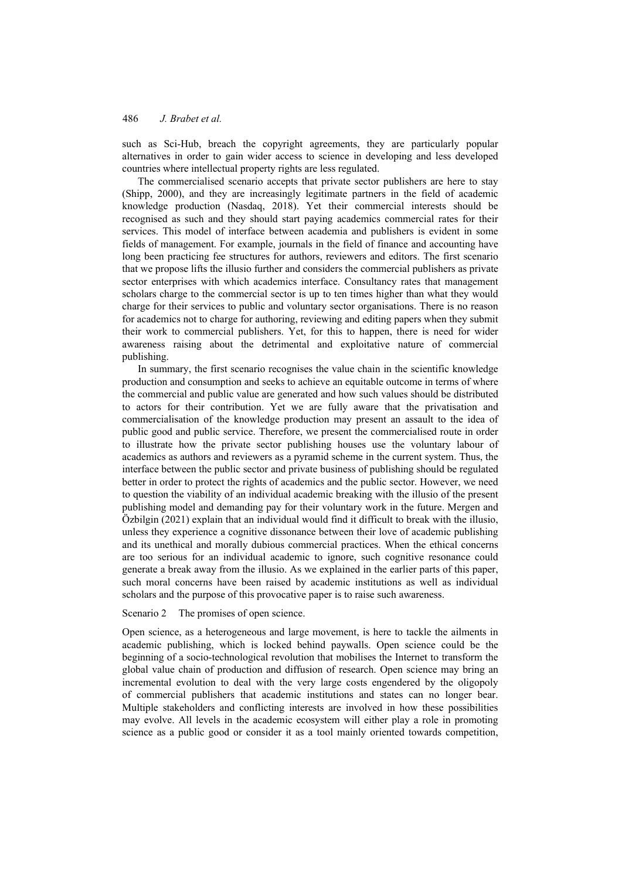such as Sci-Hub, breach the copyright agreements, they are particularly popular alternatives in order to gain wider access to science in developing and less developed countries where intellectual property rights are less regulated.

The commercialised scenario accepts that private sector publishers are here to stay (Shipp, 2000), and they are increasingly legitimate partners in the field of academic knowledge production (Nasdaq, 2018). Yet their commercial interests should be recognised as such and they should start paying academics commercial rates for their services. This model of interface between academia and publishers is evident in some fields of management. For example, journals in the field of finance and accounting have long been practicing fee structures for authors, reviewers and editors. The first scenario that we propose lifts the illusio further and considers the commercial publishers as private sector enterprises with which academics interface. Consultancy rates that management scholars charge to the commercial sector is up to ten times higher than what they would charge for their services to public and voluntary sector organisations. There is no reason for academics not to charge for authoring, reviewing and editing papers when they submit their work to commercial publishers. Yet, for this to happen, there is need for wider awareness raising about the detrimental and exploitative nature of commercial publishing.

In summary, the first scenario recognises the value chain in the scientific knowledge production and consumption and seeks to achieve an equitable outcome in terms of where the commercial and public value are generated and how such values should be distributed to actors for their contribution. Yet we are fully aware that the privatisation and commercialisation of the knowledge production may present an assault to the idea of public good and public service. Therefore, we present the commercialised route in order to illustrate how the private sector publishing houses use the voluntary labour of academics as authors and reviewers as a pyramid scheme in the current system. Thus, the interface between the public sector and private business of publishing should be regulated better in order to protect the rights of academics and the public sector. However, we need to question the viability of an individual academic breaking with the illusio of the present publishing model and demanding pay for their voluntary work in the future. Mergen and Özbilgin (2021) explain that an individual would find it difficult to break with the illusio, unless they experience a cognitive dissonance between their love of academic publishing and its unethical and morally dubious commercial practices. When the ethical concerns are too serious for an individual academic to ignore, such cognitive resonance could generate a break away from the illusio. As we explained in the earlier parts of this paper, such moral concerns have been raised by academic institutions as well as individual scholars and the purpose of this provocative paper is to raise such awareness.

Scenario 2 The promises of open science.

Open science, as a heterogeneous and large movement, is here to tackle the ailments in academic publishing, which is locked behind paywalls. Open science could be the beginning of a socio-technological revolution that mobilises the Internet to transform the global value chain of production and diffusion of research. Open science may bring an incremental evolution to deal with the very large costs engendered by the oligopoly of commercial publishers that academic institutions and states can no longer bear. Multiple stakeholders and conflicting interests are involved in how these possibilities may evolve. All levels in the academic ecosystem will either play a role in promoting science as a public good or consider it as a tool mainly oriented towards competition,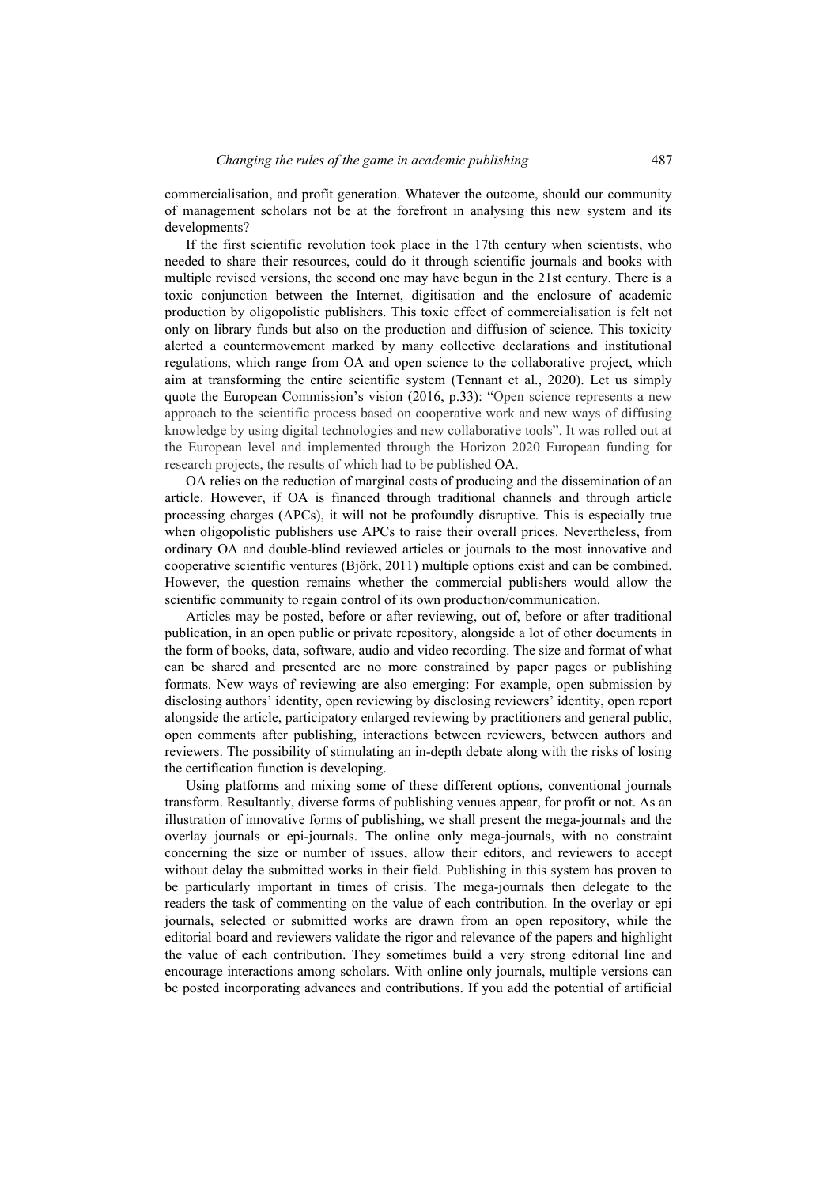commercialisation, and profit generation. Whatever the outcome, should our community of management scholars not be at the forefront in analysing this new system and its developments?

If the first scientific revolution took place in the 17th century when scientists, who needed to share their resources, could do it through scientific journals and books with multiple revised versions, the second one may have begun in the 21st century. There is a toxic conjunction between the Internet, digitisation and the enclosure of academic production by oligopolistic publishers. This toxic effect of commercialisation is felt not only on library funds but also on the production and diffusion of science. This toxicity alerted a countermovement marked by many collective declarations and institutional regulations, which range from OA and open science to the collaborative project, which aim at transforming the entire scientific system (Tennant et al., 2020). Let us simply quote the European Commission's vision (2016, p.33): "Open science represents a new approach to the scientific process based on cooperative work and new ways of diffusing knowledge by using digital technologies and new collaborative tools". It was rolled out at the European level and implemented through the Horizon 2020 European funding for research projects, the results of which had to be published OA.

OA relies on the reduction of marginal costs of producing and the dissemination of an article. However, if OA is financed through traditional channels and through article processing charges (APCs), it will not be profoundly disruptive. This is especially true when oligopolistic publishers use APCs to raise their overall prices. Nevertheless, from ordinary OA and double-blind reviewed articles or journals to the most innovative and cooperative scientific ventures (Björk, 2011) multiple options exist and can be combined. However, the question remains whether the commercial publishers would allow the scientific community to regain control of its own production/communication.

Articles may be posted, before or after reviewing, out of, before or after traditional publication, in an open public or private repository, alongside a lot of other documents in the form of books, data, software, audio and video recording. The size and format of what can be shared and presented are no more constrained by paper pages or publishing formats. New ways of reviewing are also emerging: For example, open submission by disclosing authors' identity, open reviewing by disclosing reviewers' identity, open report alongside the article, participatory enlarged reviewing by practitioners and general public, open comments after publishing, interactions between reviewers, between authors and reviewers. The possibility of stimulating an in-depth debate along with the risks of losing the certification function is developing.

Using platforms and mixing some of these different options, conventional journals transform. Resultantly, diverse forms of publishing venues appear, for profit or not. As an illustration of innovative forms of publishing, we shall present the mega-journals and the overlay journals or epi-journals. The online only mega-journals, with no constraint concerning the size or number of issues, allow their editors, and reviewers to accept without delay the submitted works in their field. Publishing in this system has proven to be particularly important in times of crisis. The mega-journals then delegate to the readers the task of commenting on the value of each contribution. In the overlay or epi journals, selected or submitted works are drawn from an open repository, while the editorial board and reviewers validate the rigor and relevance of the papers and highlight the value of each contribution. They sometimes build a very strong editorial line and encourage interactions among scholars. With online only journals, multiple versions can be posted incorporating advances and contributions. If you add the potential of artificial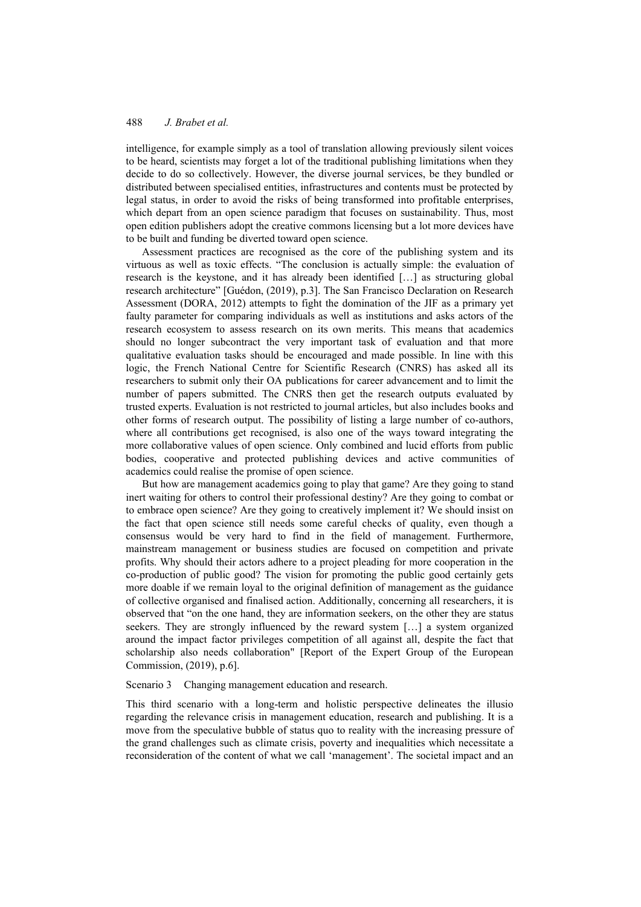intelligence, for example simply as a tool of translation allowing previously silent voices to be heard, scientists may forget a lot of the traditional publishing limitations when they decide to do so collectively. However, the diverse journal services, be they bundled or distributed between specialised entities, infrastructures and contents must be protected by legal status, in order to avoid the risks of being transformed into profitable enterprises, which depart from an open science paradigm that focuses on sustainability. Thus, most open edition publishers adopt the creative commons licensing but a lot more devices have to be built and funding be diverted toward open science.

Assessment practices are recognised as the core of the publishing system and its virtuous as well as toxic effects. "The conclusion is actually simple: the evaluation of research is the keystone, and it has already been identified […] as structuring global research architecture" [Guédon, (2019), p.3]. The San Francisco Declaration on Research Assessment (DORA, 2012) attempts to fight the domination of the JIF as a primary yet faulty parameter for comparing individuals as well as institutions and asks actors of the research ecosystem to assess research on its own merits. This means that academics should no longer subcontract the very important task of evaluation and that more qualitative evaluation tasks should be encouraged and made possible. In line with this logic, the French National Centre for Scientific Research (CNRS) has asked all its researchers to submit only their OA publications for career advancement and to limit the number of papers submitted. The CNRS then get the research outputs evaluated by trusted experts. Evaluation is not restricted to journal articles, but also includes books and other forms of research output. The possibility of listing a large number of co-authors, where all contributions get recognised, is also one of the ways toward integrating the more collaborative values of open science. Only combined and lucid efforts from public bodies, cooperative and protected publishing devices and active communities of academics could realise the promise of open science.

But how are management academics going to play that game? Are they going to stand inert waiting for others to control their professional destiny? Are they going to combat or to embrace open science? Are they going to creatively implement it? We should insist on the fact that open science still needs some careful checks of quality, even though a consensus would be very hard to find in the field of management. Furthermore, mainstream management or business studies are focused on competition and private profits. Why should their actors adhere to a project pleading for more cooperation in the co-production of public good? The vision for promoting the public good certainly gets more doable if we remain loyal to the original definition of management as the guidance of collective organised and finalised action. Additionally, concerning all researchers, it is observed that "on the one hand, they are information seekers, on the other they are status seekers. They are strongly influenced by the reward system […] a system organized around the impact factor privileges competition of all against all, despite the fact that scholarship also needs collaboration" [Report of the Expert Group of the European Commission, (2019), p.6].

Scenario 3 Changing management education and research.

This third scenario with a long-term and holistic perspective delineates the illusio regarding the relevance crisis in management education, research and publishing. It is a move from the speculative bubble of status quo to reality with the increasing pressure of the grand challenges such as climate crisis, poverty and inequalities which necessitate a reconsideration of the content of what we call 'management'. The societal impact and an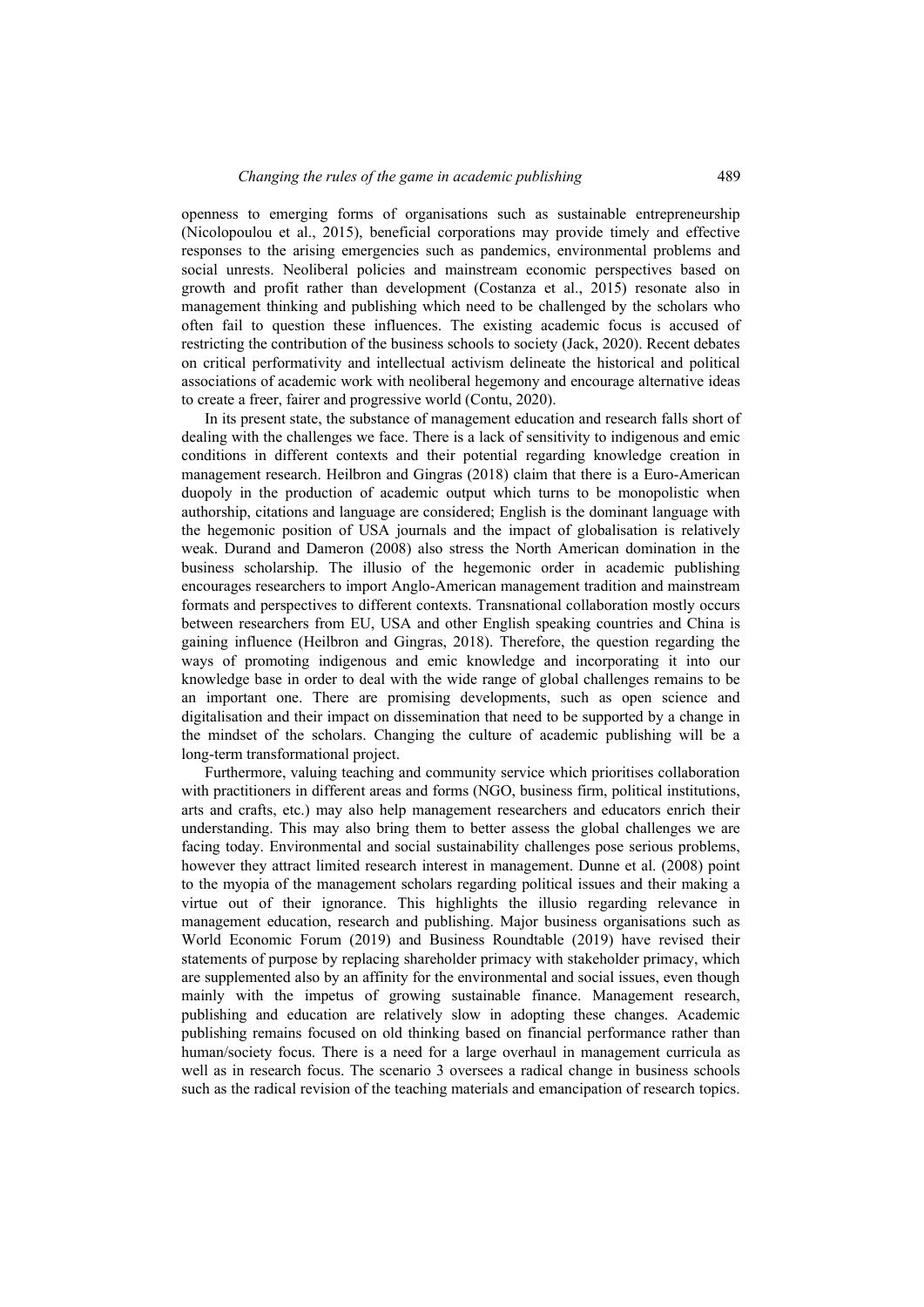openness to emerging forms of organisations such as sustainable entrepreneurship (Nicolopoulou et al., 2015), beneficial corporations may provide timely and effective responses to the arising emergencies such as pandemics, environmental problems and social unrests. Neoliberal policies and mainstream economic perspectives based on growth and profit rather than development (Costanza et al., 2015) resonate also in management thinking and publishing which need to be challenged by the scholars who often fail to question these influences. The existing academic focus is accused of restricting the contribution of the business schools to society (Jack, 2020). Recent debates on critical performativity and intellectual activism delineate the historical and political associations of academic work with neoliberal hegemony and encourage alternative ideas to create a freer, fairer and progressive world (Contu, 2020).

In its present state, the substance of management education and research falls short of dealing with the challenges we face. There is a lack of sensitivity to indigenous and emic conditions in different contexts and their potential regarding knowledge creation in management research. Heilbron and Gingras (2018) claim that there is a Euro-American duopoly in the production of academic output which turns to be monopolistic when authorship, citations and language are considered; English is the dominant language with the hegemonic position of USA journals and the impact of globalisation is relatively weak. Durand and Dameron (2008) also stress the North American domination in the business scholarship. The illusio of the hegemonic order in academic publishing encourages researchers to import Anglo-American management tradition and mainstream formats and perspectives to different contexts. Transnational collaboration mostly occurs between researchers from EU, USA and other English speaking countries and China is gaining influence (Heilbron and Gingras, 2018). Therefore, the question regarding the ways of promoting indigenous and emic knowledge and incorporating it into our knowledge base in order to deal with the wide range of global challenges remains to be an important one. There are promising developments, such as open science and digitalisation and their impact on dissemination that need to be supported by a change in the mindset of the scholars. Changing the culture of academic publishing will be a long-term transformational project.

Furthermore, valuing teaching and community service which prioritises collaboration with practitioners in different areas and forms (NGO, business firm, political institutions, arts and crafts, etc.) may also help management researchers and educators enrich their understanding. This may also bring them to better assess the global challenges we are facing today. Environmental and social sustainability challenges pose serious problems, however they attract limited research interest in management. Dunne et al. (2008) point to the myopia of the management scholars regarding political issues and their making a virtue out of their ignorance. This highlights the illusio regarding relevance in management education, research and publishing. Major business organisations such as World Economic Forum (2019) and Business Roundtable (2019) have revised their statements of purpose by replacing shareholder primacy with stakeholder primacy, which are supplemented also by an affinity for the environmental and social issues, even though mainly with the impetus of growing sustainable finance. Management research, publishing and education are relatively slow in adopting these changes. Academic publishing remains focused on old thinking based on financial performance rather than human/society focus. There is a need for a large overhaul in management curricula as well as in research focus. The scenario 3 oversees a radical change in business schools such as the radical revision of the teaching materials and emancipation of research topics.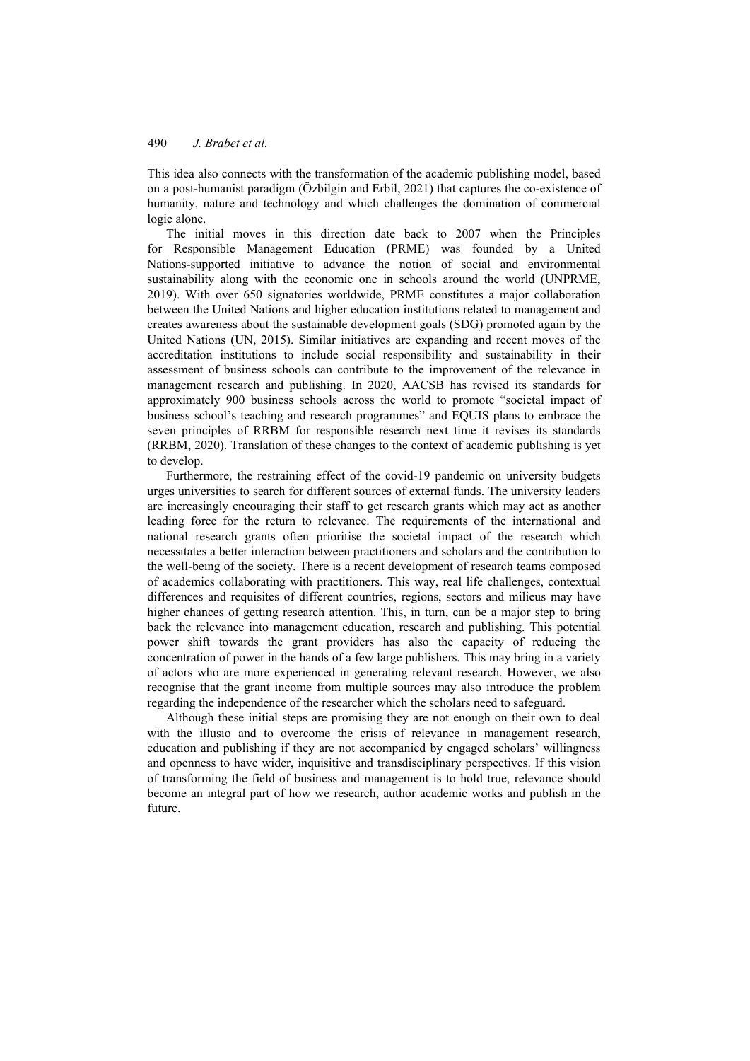This idea also connects with the transformation of the academic publishing model, based on a post-humanist paradigm (Özbilgin and Erbil, 2021) that captures the co-existence of humanity, nature and technology and which challenges the domination of commercial logic alone.

The initial moves in this direction date back to 2007 when the Principles for Responsible Management Education (PRME) was founded by a United Nations-supported initiative to advance the notion of social and environmental sustainability along with the economic one in schools around the world (UNPRME, 2019). With over 650 signatories worldwide, PRME constitutes a major collaboration between the United Nations and higher education institutions related to management and creates awareness about the sustainable development goals (SDG) promoted again by the United Nations (UN, 2015). Similar initiatives are expanding and recent moves of the accreditation institutions to include social responsibility and sustainability in their assessment of business schools can contribute to the improvement of the relevance in management research and publishing. In 2020, AACSB has revised its standards for approximately 900 business schools across the world to promote "societal impact of business school's teaching and research programmes" and EQUIS plans to embrace the seven principles of RRBM for responsible research next time it revises its standards (RRBM, 2020). Translation of these changes to the context of academic publishing is yet to develop.

Furthermore, the restraining effect of the covid-19 pandemic on university budgets urges universities to search for different sources of external funds. The university leaders are increasingly encouraging their staff to get research grants which may act as another leading force for the return to relevance. The requirements of the international and national research grants often prioritise the societal impact of the research which necessitates a better interaction between practitioners and scholars and the contribution to the well-being of the society. There is a recent development of research teams composed of academics collaborating with practitioners. This way, real life challenges, contextual differences and requisites of different countries, regions, sectors and milieus may have higher chances of getting research attention. This, in turn, can be a major step to bring back the relevance into management education, research and publishing. This potential power shift towards the grant providers has also the capacity of reducing the concentration of power in the hands of a few large publishers. This may bring in a variety of actors who are more experienced in generating relevant research. However, we also recognise that the grant income from multiple sources may also introduce the problem regarding the independence of the researcher which the scholars need to safeguard.

Although these initial steps are promising they are not enough on their own to deal with the illusio and to overcome the crisis of relevance in management research, education and publishing if they are not accompanied by engaged scholars' willingness and openness to have wider, inquisitive and transdisciplinary perspectives. If this vision of transforming the field of business and management is to hold true, relevance should become an integral part of how we research, author academic works and publish in the future.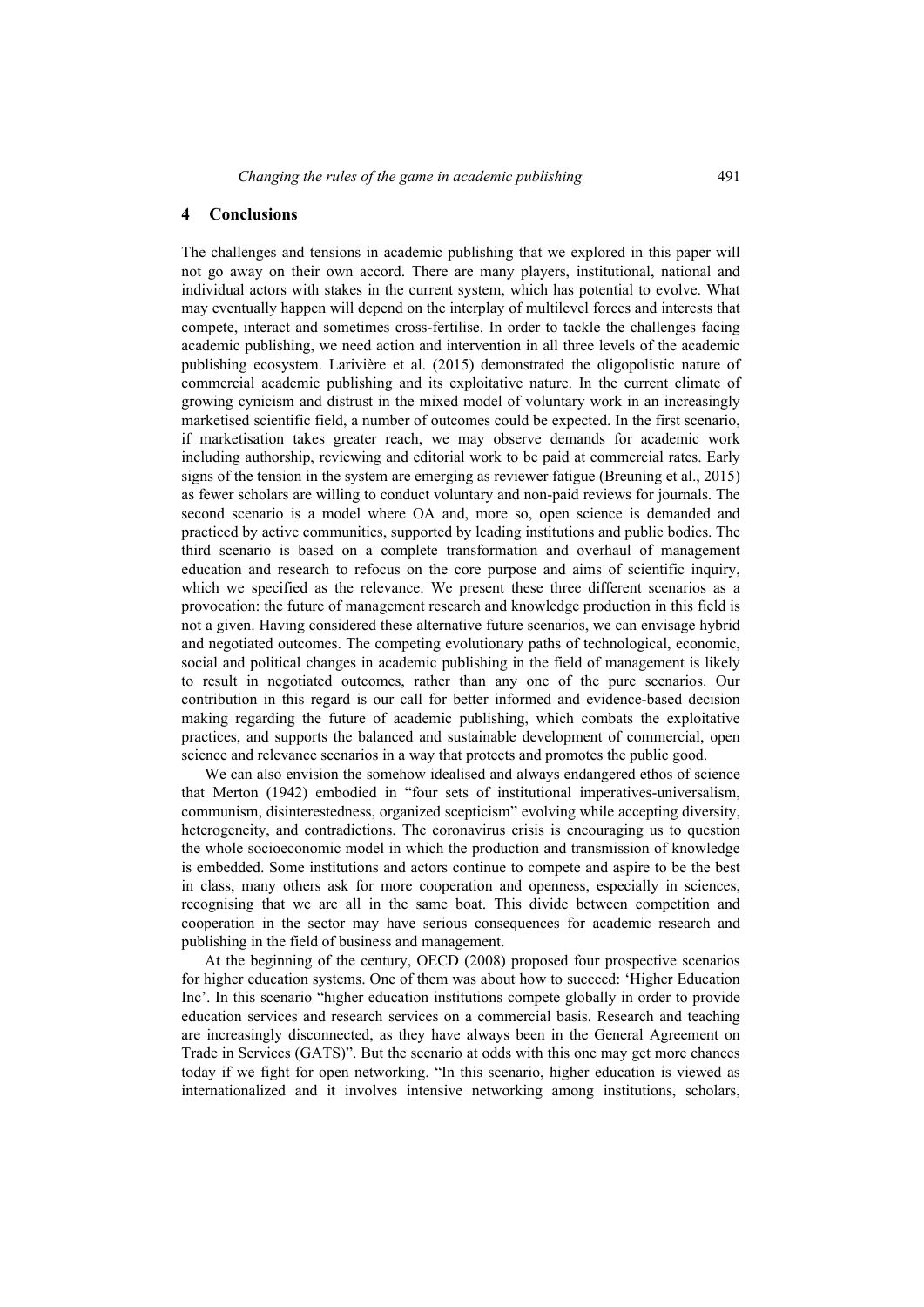## 4 Conclusions

The challenges and tensions in academic publishing that we explored in this paper will not go away on their own accord. There are many players, institutional, national and individual actors with stakes in the current system, which has potential to evolve. What may eventually happen will depend on the interplay of multilevel forces and interests that compete, interact and sometimes cross-fertilise. In order to tackle the challenges facing academic publishing, we need action and intervention in all three levels of the academic publishing ecosystem. Larivière et al. (2015) demonstrated the oligopolistic nature of commercial academic publishing and its exploitative nature. In the current climate of growing cynicism and distrust in the mixed model of voluntary work in an increasingly marketised scientific field, a number of outcomes could be expected. In the first scenario, if marketisation takes greater reach, we may observe demands for academic work including authorship, reviewing and editorial work to be paid at commercial rates. Early signs of the tension in the system are emerging as reviewer fatigue (Breuning et al., 2015) as fewer scholars are willing to conduct voluntary and non-paid reviews for journals. The second scenario is a model where OA and, more so, open science is demanded and practiced by active communities, supported by leading institutions and public bodies. The third scenario is based on a complete transformation and overhaul of management education and research to refocus on the core purpose and aims of scientific inquiry, which we specified as the relevance. We present these three different scenarios as a provocation: the future of management research and knowledge production in this field is not a given. Having considered these alternative future scenarios, we can envisage hybrid and negotiated outcomes. The competing evolutionary paths of technological, economic, social and political changes in academic publishing in the field of management is likely to result in negotiated outcomes, rather than any one of the pure scenarios. Our contribution in this regard is our call for better informed and evidence-based decision making regarding the future of academic publishing, which combats the exploitative practices, and supports the balanced and sustainable development of commercial, open science and relevance scenarios in a way that protects and promotes the public good.

We can also envision the somehow idealised and always endangered ethos of science that Merton (1942) embodied in "four sets of institutional imperatives-universalism, communism, disinterestedness, organized scepticism" evolving while accepting diversity, heterogeneity, and contradictions. The coronavirus crisis is encouraging us to question the whole socioeconomic model in which the production and transmission of knowledge is embedded. Some institutions and actors continue to compete and aspire to be the best in class, many others ask for more cooperation and openness, especially in sciences, recognising that we are all in the same boat. This divide between competition and cooperation in the sector may have serious consequences for academic research and publishing in the field of business and management.

At the beginning of the century, OECD (2008) proposed four prospective scenarios for higher education systems. One of them was about how to succeed: 'Higher Education Inc'. In this scenario "higher education institutions compete globally in order to provide education services and research services on a commercial basis. Research and teaching are increasingly disconnected, as they have always been in the General Agreement on Trade in Services (GATS)". But the scenario at odds with this one may get more chances today if we fight for open networking. "In this scenario, higher education is viewed as internationalized and it involves intensive networking among institutions, scholars,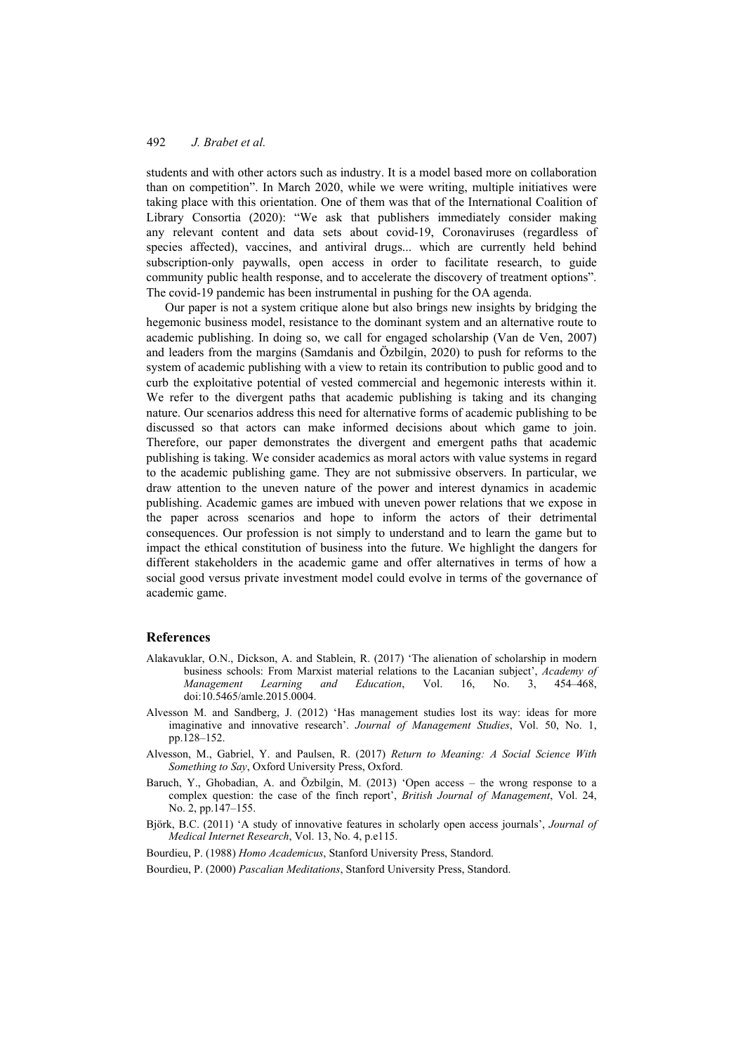students and with other actors such as industry. It is a model based more on collaboration than on competition". In March 2020, while we were writing, multiple initiatives were taking place with this orientation. One of them was that of the International Coalition of Library Consortia (2020): "We ask that publishers immediately consider making any relevant content and data sets about covid-19, Coronaviruses (regardless of species affected), vaccines, and antiviral drugs... which are currently held behind subscription-only paywalls, open access in order to facilitate research, to guide community public health response, and to accelerate the discovery of treatment options". The covid-19 pandemic has been instrumental in pushing for the OA agenda.

Our paper is not a system critique alone but also brings new insights by bridging the hegemonic business model, resistance to the dominant system and an alternative route to academic publishing. In doing so, we call for engaged scholarship (Van de Ven, 2007) and leaders from the margins (Samdanis and Özbilgin, 2020) to push for reforms to the system of academic publishing with a view to retain its contribution to public good and to curb the exploitative potential of vested commercial and hegemonic interests within it. We refer to the divergent paths that academic publishing is taking and its changing nature. Our scenarios address this need for alternative forms of academic publishing to be discussed so that actors can make informed decisions about which game to join. Therefore, our paper demonstrates the divergent and emergent paths that academic publishing is taking. We consider academics as moral actors with value systems in regard to the academic publishing game. They are not submissive observers. In particular, we draw attention to the uneven nature of the power and interest dynamics in academic publishing. Academic games are imbued with uneven power relations that we expose in the paper across scenarios and hope to inform the actors of their detrimental consequences. Our profession is not simply to understand and to learn the game but to impact the ethical constitution of business into the future. We highlight the dangers for different stakeholders in the academic game and offer alternatives in terms of how a social good versus private investment model could evolve in terms of the governance of academic game.

## References

Alakavuklar, O.N., Dickson, A. and Stablein, R. (2017) 'The alienation of scholarship in modern business schools: From Marxist material relations to the Lacanian subject', *Academy of Management Learning and Education*, Vol. 16, No. 3, 454–468, doi:10.5465/amle.2015.0004.

Alvesson M. and Sandberg, J. (2012) 'Has management studies lost its way: ideas for more imaginative and innovative research'. *Journal of Management Studies*, Vol. 50, No. 1, pp.128–152.

Alvesson, M., Gabriel, Y. and Paulsen, R. (2017) *Return to Meaning: A Social Science With Something to Say*, Oxford University Press, Oxford.

Baruch, Y., Ghobadian, A. and Özbilgin, M. (2013) 'Open access – the wrong response to a complex question: the case of the finch report', *British Journal of Management*, Vol. 24, No. 2, pp.147–155.

Björk, B.C. (2011) 'A study of innovative features in scholarly open access journals', *Journal of Medical Internet Research*, Vol. 13, No. 4, p.e115.

Bourdieu, P. (1988) *Homo Academicus*, Stanford University Press, Standord.

Bourdieu, P. (2000) *Pascalian Meditations*, Stanford University Press, Standord.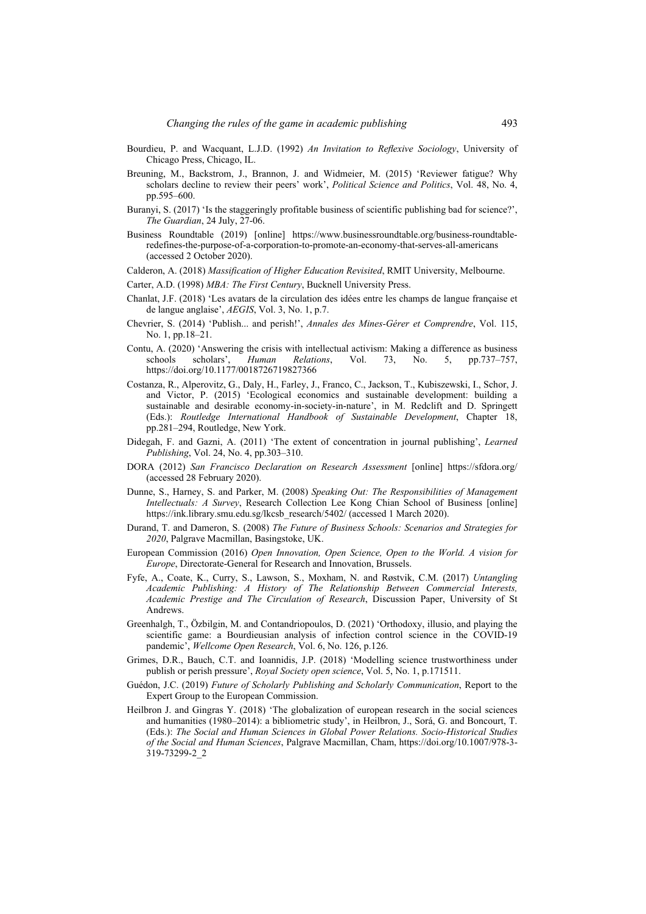Bourdieu, P. and Wacquant, L.J.D. (1992) *An Invitation to Reflexive Sociology*, University of Chicago Press, Chicago, IL.

Breuning, M., Backstrom, J., Brannon, J. and Widmeier, M. (2015) 'Reviewer fatigue? Why scholars decline to review their peers' work', *Political Science and Politics*, Vol. 48, No. 4, pp.595–600.

Buranyi, S. (2017) 'Is the staggeringly profitable business of scientific publishing bad for science?', *The Guardian*, 24 July, 27-06.

Business Roundtable (2019) [online] https://www.businessroundtable.org/business-roundtable-redefines-the-purpose-of-a-corporation-to-promote-an-economy-that-serves-all-americans (accessed 2 October 2020).

Calderon, A. (2018) *Massification of Higher Education Revisited*, RMIT University, Melbourne.

Carter, A.D. (1998) *MBA: The First Century*, Bucknell University Press.

Chanlat, J.F. (2018) 'Les avatars de la circulation des idées entre les champs de langue française et de langue anglaise', *AEGIS*, Vol. 3, No. 1, p.7.

Chevrier, S. (2014) 'Publish... and perish!', *Annales des Mines-Gérer et Comprendre*, Vol. 115, No. 1, pp.18–21.

Contu, A. (2020) 'Answering the crisis with intellectual activism: Making a difference as business schools scholars', *Human Relations*, Vol. 73, No. 5, pp.737–757, https://doi.org/10.1177/0018726719827366

Costanza, R., Alperovitz, G., Daly, H., Farley, J., Franco, C., Jackson, T., Kubiszewski, I., Schor, J. and Victor, P. (2015) 'Ecological economics and sustainable development: building a sustainable and desirable economy-in-society-in-nature', in M. Redclift and D. Springett (Eds.): *Routledge International Handbook of Sustainable Development*, Chapter 18, pp.281–294, Routledge, New York.

Didegah, F. and Gazni, A. (2011) 'The extent of concentration in journal publishing', *Learned Publishing*, Vol. 24, No. 4, pp.303–310.

DORA (2012) *San Francisco Declaration on Research Assessment* [online] https://sfdora.org/ (accessed 28 February 2020).

Dunne, S., Harney, S. and Parker, M. (2008) *Speaking Out: The Responsibilities of Management Intellectuals: A Survey*, Research Collection Lee Kong Chian School of Business [online] https://ink.library.smu.edu.sg/lkcsb_research/5402/ (accessed 1 March 2020).

Durand, T. and Dameron, S. (2008) *The Future of Business Schools: Scenarios and Strategies for 2020*, Palgrave Macmillan, Basingstoke, UK.

European Commission (2016) *Open Innovation, Open Science, Open to the World. A vision for Europe*, Directorate-General for Research and Innovation, Brussels.

Fyfe, A., Coate, K., Curry, S., Lawson, S., Moxham, N. and Røstvik, C.M. (2017) *Untangling Academic Publishing: A History of The Relationship Between Commercial Interests, Academic Prestige and The Circulation of Research*, Discussion Paper, University of St Andrews.

Greenhalgh, T., Özbilgin, M. and Contandriopoulos, D. (2021) 'Orthodoxy, illusio, and playing the scientific game: a Bourdieusian analysis of infection control science in the COVID-19 pandemic', *Wellcome Open Research*, Vol. 6, No. 126, p.126.

Grimes, D.R., Bauch, C.T. and Ioannidis, J.P. (2018) 'Modelling science trustworthiness under publish or perish pressure', *Royal Society open science*, Vol. 5, No. 1, p.171511.

Guédon, J.C. (2019) *Future of Scholarly Publishing and Scholarly Communication*, Report to the Expert Group to the European Commission.

Heilbron J. and Gingras Y. (2018) 'The globalization of european research in the social sciences and humanities (1980–2014): a bibliometric study', in Heilbron, J., Sorá, G. and Boncourt, T. (Eds.): *The Social and Human Sciences in Global Power Relations. Socio-Historical Studies of the Social and Human Sciences*, Palgrave Macmillan, Cham, https://doi.org/10.1007/978-3-319-73299-2_2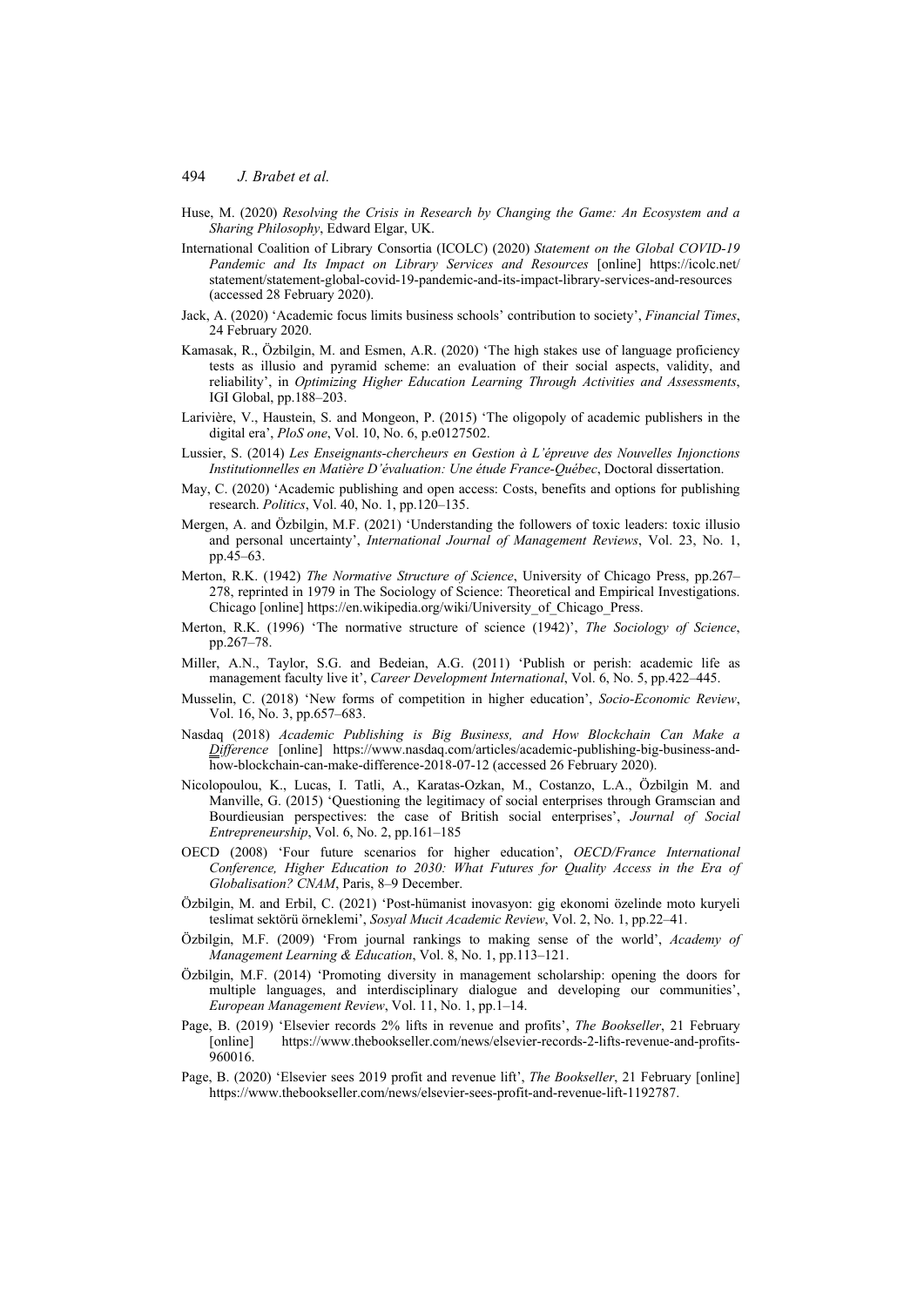Huse, M. (2020) *Resolving the Crisis in Research by Changing the Game: An Ecosystem and a Sharing Philosophy*, Edward Elgar, UK.

International Coalition of Library Consortia (ICOLC) (2020) *Statement on the Global COVID-19 Pandemic and Its Impact on Library Services and Resources* [online] https://icolc.net/statement/statement-global-covid-19-pandemic-and-its-impact-library-services-and-resources (accessed 28 February 2020).

Jack, A. (2020) 'Academic focus limits business schools' contribution to society', *Financial Times*, 24 February 2020.

Kamasak, R., Özbilgin, M. and Esmen, A.R. (2020) 'The high stakes use of language proficiency tests as illusio and pyramid scheme: an evaluation of their social aspects, validity, and reliability', in *Optimizing Higher Education Learning Through Activities and Assessments*, IGI Global, pp.188–203.

Larivière, V., Haustein, S. and Mongeon, P. (2015) 'The oligopoly of academic publishers in the digital era', *PloS one*, Vol. 10, No. 6, p.e0127502.

Lussier, S. (2014) *Les Enseignants-chercheurs en Gestion à L'épreuve des Nouvelles Injonctions Institutionnelles en Matière D'évaluation: Une étude France-Québec*, Doctoral dissertation.

May, C. (2020) 'Academic publishing and open access: Costs, benefits and options for publishing research. *Politics*, Vol. 40, No. 1, pp.120–135.

Mergen, A. and Özbilgin, M.F. (2021) 'Understanding the followers of toxic leaders: toxic illusio and personal uncertainty', *International Journal of Management Reviews*, Vol. 23, No. 1, pp.45–63.

Merton, R.K. (1942) *The Normative Structure of Science*, University of Chicago Press, pp.267–278, reprinted in 1979 in The Sociology of Science: Theoretical and Empirical Investigations. Chicago [online] https://en.wikipedia.org/wiki/University_of_Chicago_Press.

Merton, R.K. (1996) 'The normative structure of science (1942)', *The Sociology of Science*, pp.267–78.

Miller, A.N., Taylor, S.G. and Bedeian, A.G. (2011) 'Publish or perish: academic life as management faculty live it', *Career Development International*, Vol. 6, No. 5, pp.422–445.

Musselin, C. (2018) 'New forms of competition in higher education', *Socio-Economic Review*, Vol. 16, No. 3, pp.657–683.

Nasdaq (2018) *Academic Publishing is Big Business, and How Blockchain Can Make a Difference* [online] https://www.nasdaq.com/articles/academic-publishing-big-business-and-how-blockchain-can-make-difference-2018-07-12 (accessed 26 February 2020).

Nicolopoulou, K., Lucas, I. Tatli, A., Karatas-Ozkan, M., Costanzo, L.A., Özbilgin M. and Manville, G. (2015) 'Questioning the legitimacy of social enterprises through Gramscian and Bourdieusian perspectives: the case of British social enterprises', *Journal of Social Entrepreneurship*, Vol. 6, No. 2, pp.161–185

OECD (2008) 'Four future scenarios for higher education', *OECD/France International Conference, Higher Education to 2030: What Futures for Quality Access in the Era of Globalisation? CNAM*, Paris, 8–9 December.

Özbilgin, M. and Erbil, C. (2021) 'Post-hümanist inovasyon: gig ekonomi özelinde moto kuryeli teslimat sektörü örneklemi', *Sosyal Mucit Academic Review*, Vol. 2, No. 1, pp.22–41.

Özbilgin, M.F. (2009) 'From journal rankings to making sense of the world', *Academy of Management Learning & Education*, Vol. 8, No. 1, pp.113–121.

Özbilgin, M.F. (2014) 'Promoting diversity in management scholarship: opening the doors for multiple languages, and interdisciplinary dialogue and developing our communities', *European Management Review*, Vol. 11, No. 1, pp.1–14.

Page, B. (2019) 'Elsevier records 2% lifts in revenue and profits', *The Bookseller*, 21 February [online] https://www.thebookseller.com/news/elsevier-records-2-lifts-revenue-and-profits-960016.

Page, B. (2020) 'Elsevier sees 2019 profit and revenue lift', *The Bookseller*, 21 February [online] https://www.thebookseller.com/news/elsevier-sees-profit-and-revenue-lift-1192787.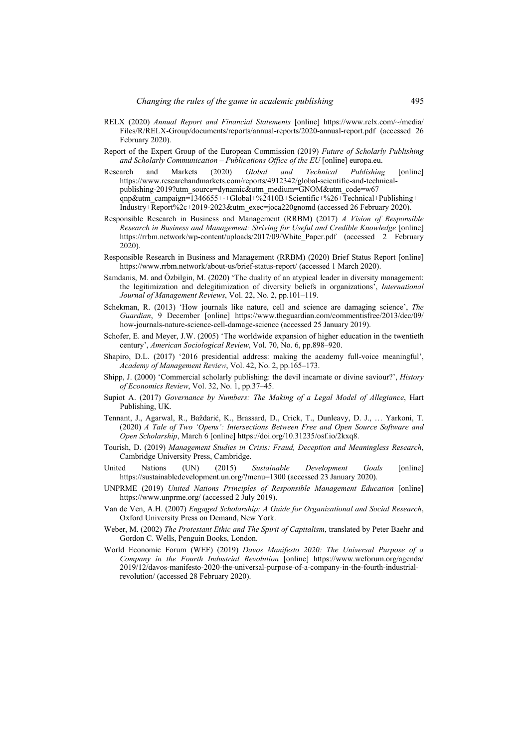RELX (2020) *Annual Report and Financial Statements* [online] https://www.relx.com/~/media/Files/R/RELX-Group/documents/reports/annual-reports/2020-annual-report.pdf (accessed 26 February 2020).

Report of the Expert Group of the European Commission (2019) *Future of Scholarly Publishing and Scholarly Communication – Publications Office of the EU* [online] europa.eu.

Research and Markets (2020) *Global and Technical Publishing* [online] https://www.researchandmarkets.com/reports/4912342/global-scientific-and-technical-publishing-2019?utm_source=dynamic&utm_medium=GNOM&utm_code=w67qnp&utm_campaign=1346655+-+Global+%2410B+Scientific+%26+Technical+Publishing+Industry+Report%2c+2019-2023&utm_exec=joca220gnomd (accessed 26 February 2020).

Responsible Research in Business and Management (RRBM) (2017) *A Vision of Responsible Research in Business and Management: Striving for Useful and Credible Knowledge* [online] https://rrbm.network/wp-content/uploads/2017/09/White_Paper.pdf (accessed 2 February 2020).

Responsible Research in Business and Management (RRBM) (2020) Brief Status Report [online] https://www.rrbm.network/about-us/brief-status-report/ (accessed 1 March 2020).

Samdanis, M. and Özbilgin, M. (2020) 'The duality of an atypical leader in diversity management: the legitimization and delegitimization of diversity beliefs in organizations', *International Journal of Management Reviews*, Vol. 22, No. 2, pp.101–119.

Schekman, R. (2013) 'How journals like nature, cell and science are damaging science', *The Guardian*, 9 December [online] https://www.theguardian.com/commentisfree/2013/dec/09/how-journals-nature-science-cell-damage-science (accessed 25 January 2019).

Schofer, E. and Meyer, J.W. (2005) 'The worldwide expansion of higher education in the twentieth century', *American Sociological Review*, Vol. 70, No. 6, pp.898–920.

Shapiro, D.L. (2017) '2016 presidential address: making the academy full-voice meaningful', *Academy of Management Review*, Vol. 42, No. 2, pp.165–173.

Shipp, J. (2000) 'Commercial scholarly publishing: the devil incarnate or divine saviour?', *History of Economics Review*, Vol. 32, No. 1, pp.37–45.

Supiot A. (2017) *Governance by Numbers: The Making of a Legal Model of Allegiance*, Hart Publishing, UK.

Tennant, J., Agarwal, R., Baždarić, K., Brassard, D., Crick, T., Dunleavy, D. J., … Yarkoni, T. (2020) *A Tale of Two 'Opens': Intersections Between Free and Open Source Software and Open Scholarship*, March 6 [online] https://doi.org/10.31235/osf.io/2kxq8.

Tourish, D. (2019) *Management Studies in Crisis: Fraud, Deception and Meaningless Research*, Cambridge University Press, Cambridge.

United Nations (UN) (2015) *Sustainable Development Goals* [online] https://sustainabledevelopment.un.org/?menu=1300 (accessed 23 January 2020).

UNPRME (2019) *United Nations Principles of Responsible Management Education* [online] https://www.unprme.org/ (accessed 2 July 2019).

Van de Ven, A.H. (2007) *Engaged Scholarship: A Guide for Organizational and Social Research*, Oxford University Press on Demand, New York.

Weber, M. (2002) *The Protestant Ethic and The Spirit of Capitalism*, translated by Peter Baehr and Gordon C. Wells, Penguin Books, London.

World Economic Forum (WEF) (2019) *Davos Manifesto 2020: The Universal Purpose of a Company in the Fourth Industrial Revolution* [online] https://www.weforum.org/agenda/2019/12/davos-manifesto-2020-the-universal-purpose-of-a-company-in-the-fourth-industrial-revolution/ (accessed 28 February 2020).